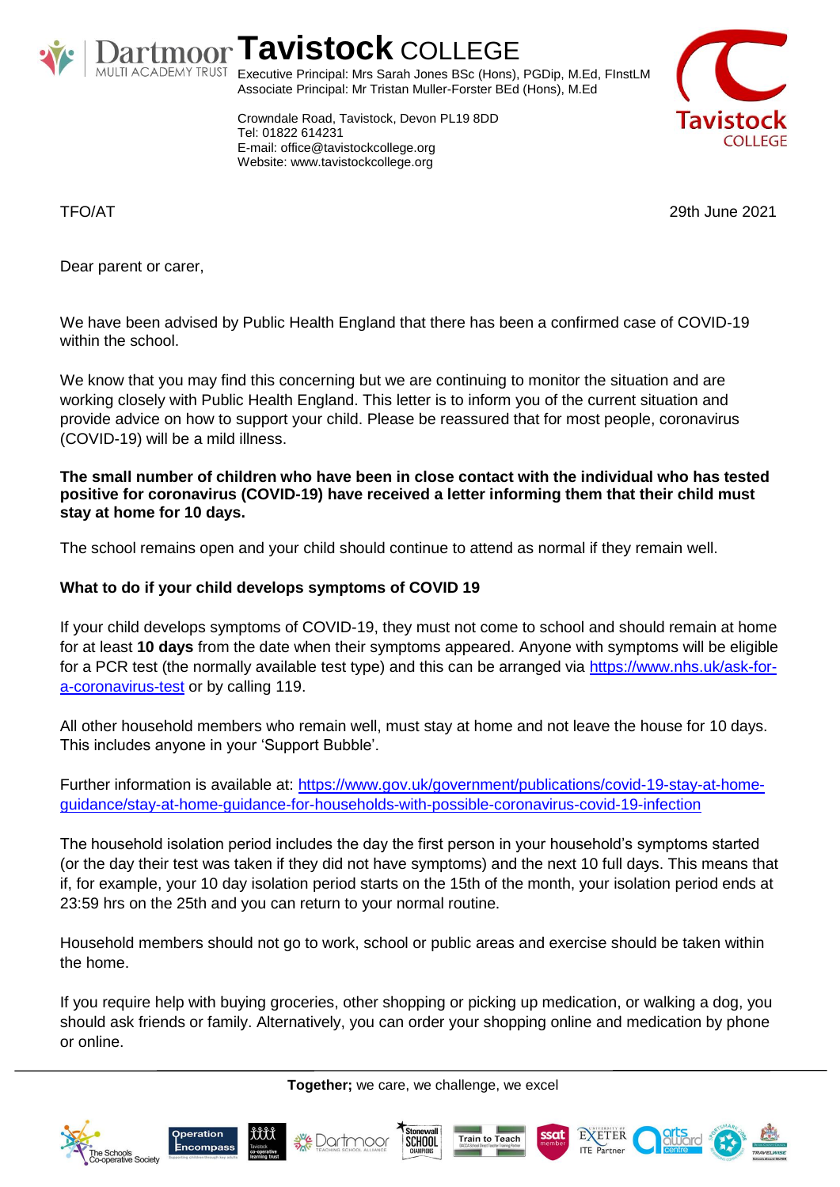# Tavistock COLLEGE

Dartmoor MULTI ACADEMY TRUST

Executive Principal: Mrs Sarah Jones BSc (Hons), PGDip, M.Ed, FInstLM
Associate Principal: Mr Tristan Muller-Forster BEd (Hons), M.Ed

Crowndale Road, Tavistock, Devon PL19 8DD
Tel: 01822 614231
E-mail: office@tavistockcollege.org
Website: www.tavistockcollege.org

TFO/AT

29th June 2021

Dear parent or carer,

We have been advised by Public Health England that there has been a confirmed case of COVID-19 within the school.

We know that you may find this concerning but we are continuing to monitor the situation and are working closely with Public Health England. This letter is to inform you of the current situation and provide advice on how to support your child. Please be reassured that for most people, coronavirus (COVID-19) will be a mild illness.

**The small number of children who have been in close contact with the individual who has tested positive for coronavirus (COVID-19) have received a letter informing them that their child must stay at home for 10 days.**

The school remains open and your child should continue to attend as normal if they remain well.

**What to do if your child develops symptoms of COVID 19**

If your child develops symptoms of COVID-19, they must not come to school and should remain at home for at least **10 days** from the date when their symptoms appeared. Anyone with symptoms will be eligible for a PCR test (the normally available test type) and this can be arranged via https://www.nhs.uk/ask-for-a-coronavirus-test or by calling 119.

All other household members who remain well, must stay at home and not leave the house for 10 days. This includes anyone in your 'Support Bubble'.

Further information is available at: https://www.gov.uk/government/publications/covid-19-stay-at-home-guidance/stay-at-home-guidance-for-households-with-possible-coronavirus-covid-19-infection

The household isolation period includes the day the first person in your household's symptoms started (or the day their test was taken if they did not have symptoms) and the next 10 full days. This means that if, for example, your 10 day isolation period starts on the 15th of the month, your isolation period ends at 23:59 hrs on the 25th and you can return to your normal routine.

Household members should not go to work, school or public areas and exercise should be taken within the home.

If you require help with buying groceries, other shopping or picking up medication, or walking a dog, you should ask friends or family. Alternatively, you can order your shopping online and medication by phone or online.

**Together;** we care, we challenge, we excel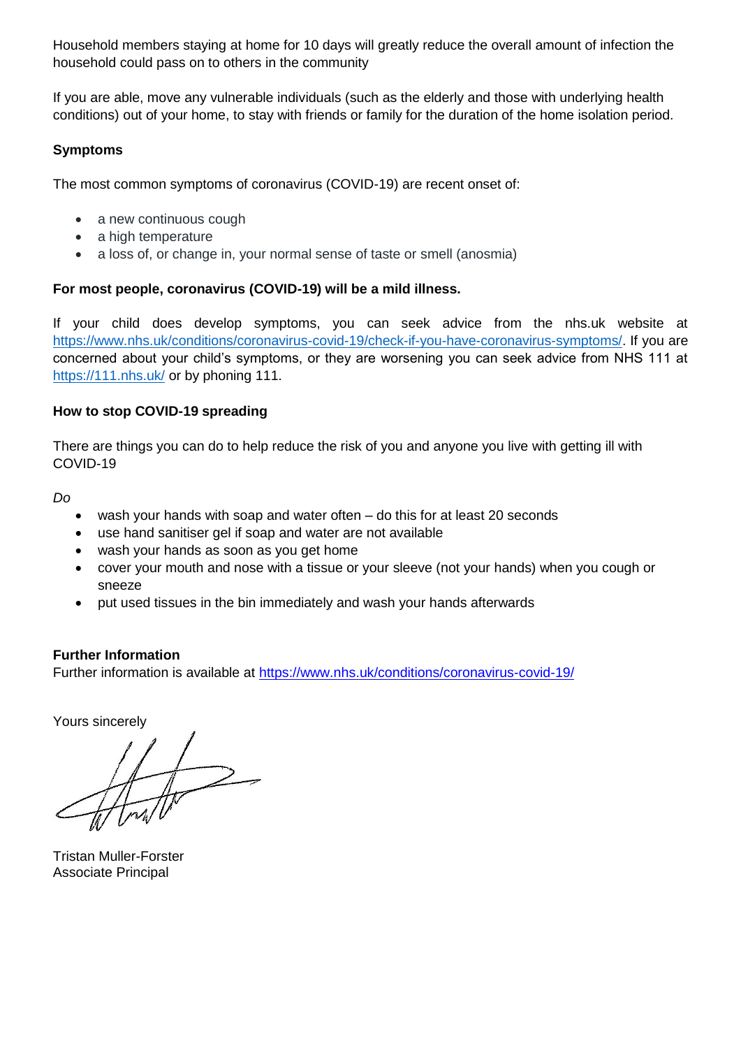Household members staying at home for 10 days will greatly reduce the overall amount of infection the household could pass on to others in the community

If you are able, move any vulnerable individuals (such as the elderly and those with underlying health conditions) out of your home, to stay with friends or family for the duration of the home isolation period.

**Symptoms**

The most common symptoms of coronavirus (COVID-19) are recent onset of:

- a new continuous cough
- a high temperature
- a loss of, or change in, your normal sense of taste or smell (anosmia)

**For most people, coronavirus (COVID-19) will be a mild illness.**

If your child does develop symptoms, you can seek advice from the nhs.uk website at https://www.nhs.uk/conditions/coronavirus-covid-19/check-if-you-have-coronavirus-symptoms/. If you are concerned about your child's symptoms, or they are worsening you can seek advice from NHS 111 at https://111.nhs.uk/ or by phoning 111.

**How to stop COVID-19 spreading**

There are things you can do to help reduce the risk of you and anyone you live with getting ill with COVID-19

*Do*

- wash your hands with soap and water often – do this for at least 20 seconds
- use hand sanitiser gel if soap and water are not available
- wash your hands as soon as you get home
- cover your mouth and nose with a tissue or your sleeve (not your hands) when you cough or sneeze
- put used tissues in the bin immediately and wash your hands afterwards

**Further Information**
Further information is available at https://www.nhs.uk/conditions/coronavirus-covid-19/

Yours sincerely

Tristan Muller-Forster
Associate Principal